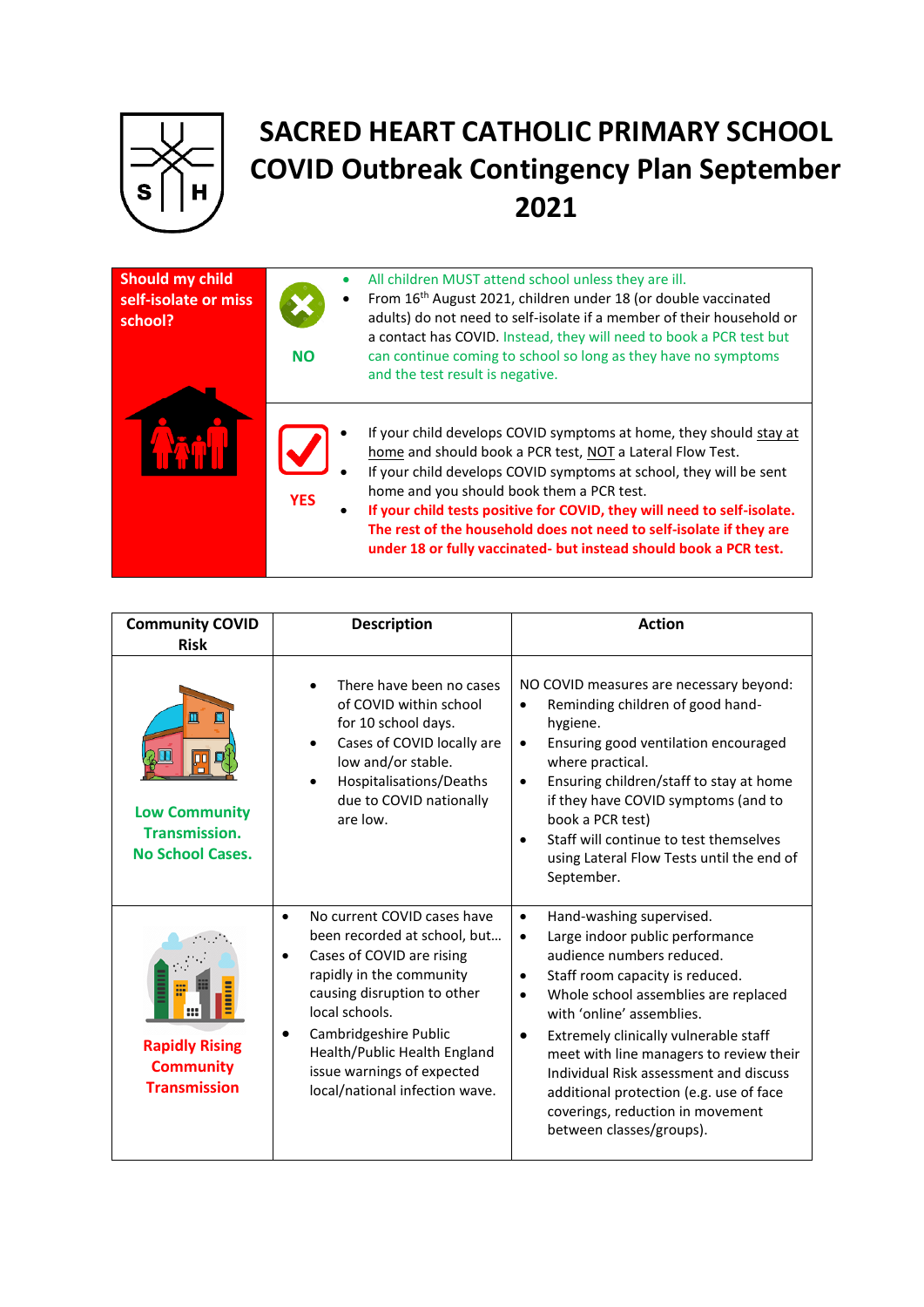# SACRED HEART CATHOLIC PRIMARY SCHOOL COVID Outbreak Contingency Plan September 2021

| Should my child self-isolate or miss school? | | |
|---|---|---|
| | **NO** | • All children MUST attend school unless they are ill.<br>• From 16th August 2021, children under 18 (or double vaccinated adults) do not need to self-isolate if a member of their household or a contact has COVID. Instead, they will need to book a PCR test but can continue coming to school so long as they have no symptoms and the test result is negative. |
| | **YES** | • If your child develops COVID symptoms at home, they should stay at home and should book a PCR test, NOT a Lateral Flow Test.<br>• If your child develops COVID symptoms at school, they will be sent home and you should book them a PCR test.<br>• **If your child tests positive for COVID, they will need to self-isolate. The rest of the household does not need to self-isolate if they are under 18 or fully vaccinated- but instead should book a PCR test.** |

| Community COVID Risk | Description | Action |
|---|---|---|
| **Low Community Transmission. No School Cases.** | • There have been no cases of COVID within school for 10 school days.<br>• Cases of COVID locally are low and/or stable.<br>• Hospitalisations/Deaths due to COVID nationally are low. | NO COVID measures are necessary beyond:<br>• Reminding children of good hand-hygiene.<br>• Ensuring good ventilation encouraged where practical.<br>• Ensuring children/staff to stay at home if they have COVID symptoms (and to book a PCR test)<br>• Staff will continue to test themselves using Lateral Flow Tests until the end of September. |
| **Rapidly Rising Community Transmission** | • No current COVID cases have been recorded at school, but…<br>• Cases of COVID are rising rapidly in the community causing disruption to other local schools.<br>• Cambridgeshire Public Health/Public Health England issue warnings of expected local/national infection wave. | • Hand-washing supervised.<br>• Large indoor public performance audience numbers reduced.<br>• Staff room capacity is reduced.<br>• Whole school assemblies are replaced with 'online' assemblies.<br>• Extremely clinically vulnerable staff meet with line managers to review their Individual Risk assessment and discuss additional protection (e.g. use of face coverings, reduction in movement between classes/groups). |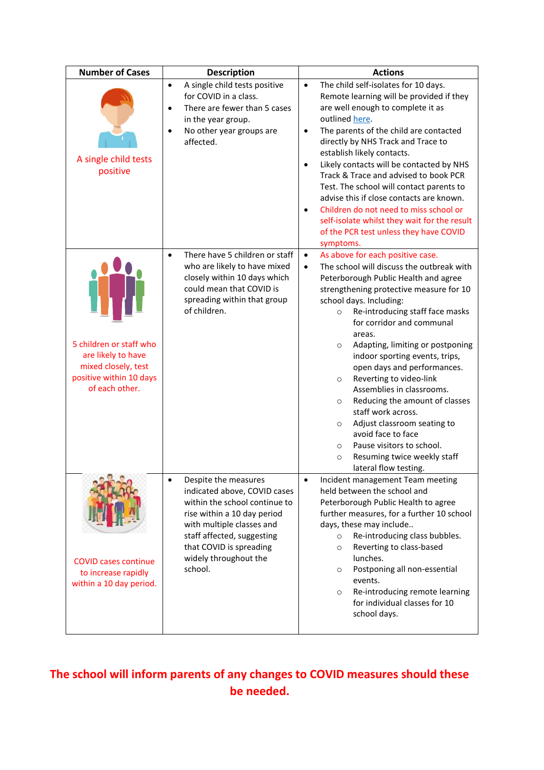| Number of Cases | Description | Actions |
|---|---|---|
| A single child tests positive | • A single child tests positive for COVID in a class.<br>• There are fewer than 5 cases in the year group.<br>• No other year groups are affected. | • The child self-isolates for 10 days. Remote learning will be provided if they are well enough to complete it as outlined here.<br>• The parents of the child are contacted directly by NHS Track and Trace to establish likely contacts.<br>• Likely contacts will be contacted by NHS Track & Trace and advised to book PCR Test. The school will contact parents to advise this if close contacts are known.<br>• Children do not need to miss school or self-isolate whilst they wait for the result of the PCR test unless they have COVID symptoms. |
| 5 children or staff who are likely to have mixed closely, test positive within 10 days of each other. | • There have 5 children or staff who are likely to have mixed closely within 10 days which could mean that COVID is spreading within that group of children. | • As above for each positive case.<br>• The school will discuss the outbreak with Peterborough Public Health and agree strengthening protective measure for 10 school days. Including:<br>  ○ Re-introducing staff face masks for corridor and communal areas.<br>  ○ Adapting, limiting or postponing indoor sporting events, trips, open days and performances.<br>  ○ Reverting to video-link Assemblies in classrooms.<br>  ○ Reducing the amount of classes staff work across.<br>  ○ Adjust classroom seating to avoid face to face<br>  ○ Pause visitors to school.<br>  ○ Resuming twice weekly staff lateral flow testing. |
| COVID cases continue to increase rapidly within a 10 day period. | • Despite the measures indicated above, COVID cases within the school continue to rise within a 10 day period with multiple classes and staff affected, suggesting that COVID is spreading widely throughout the school. | • Incident management Team meeting held between the school and Peterborough Public Health to agree further measures, for a further 10 school days, these may include..<br>  ○ Re-introducing class bubbles.<br>  ○ Reverting to class-based lunches.<br>  ○ Postponing all non-essential events.<br>  ○ Re-introducing remote learning for individual classes for 10 school days. |

**The school will inform parents of any changes to COVID measures should these be needed.**